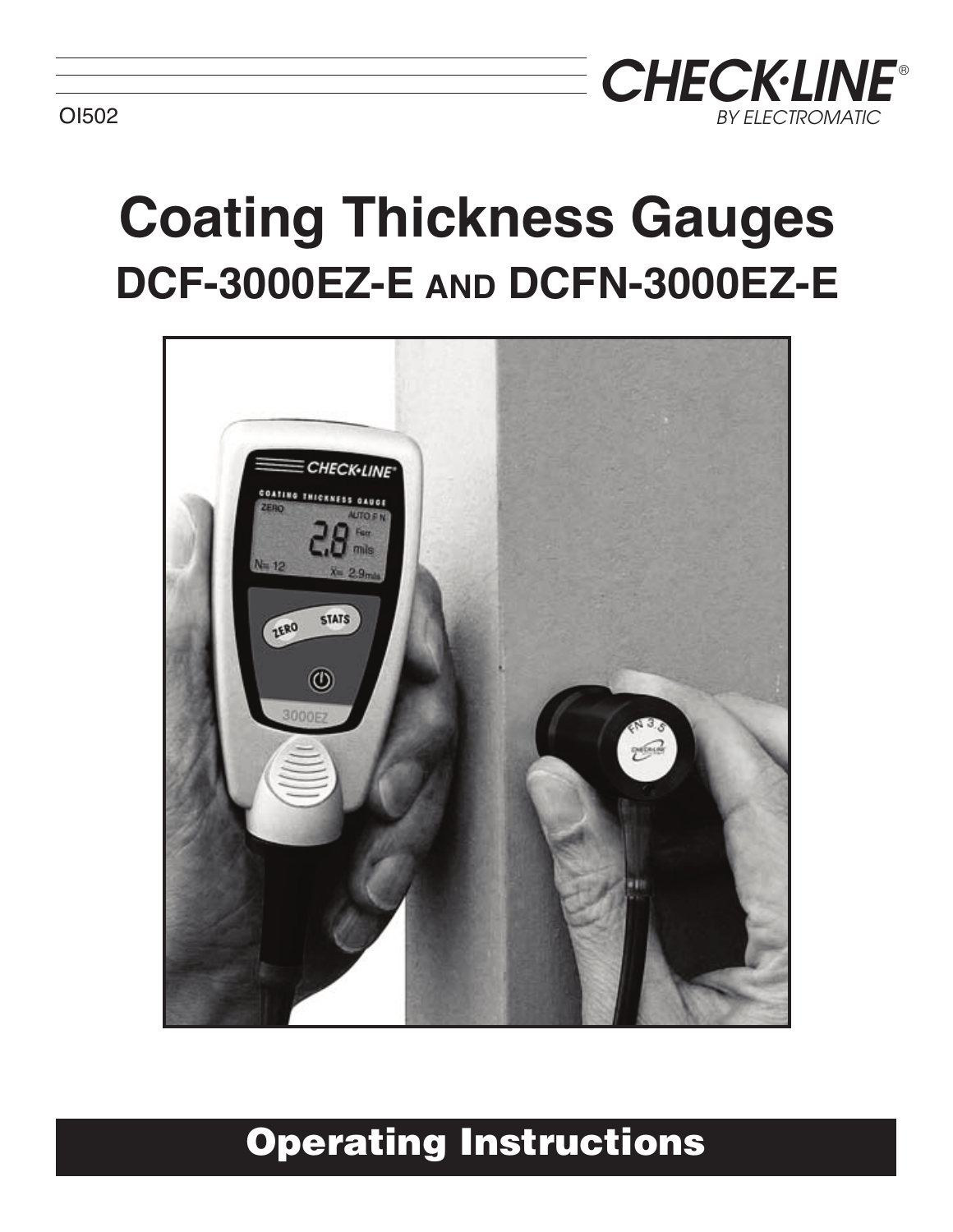OI502

CHECK·LINE®
BY ELECTROMATIC

# Coating Thickness Gauges

## DCF-3000EZ-E AND DCFN-3000EZ-E

## Operating Instructions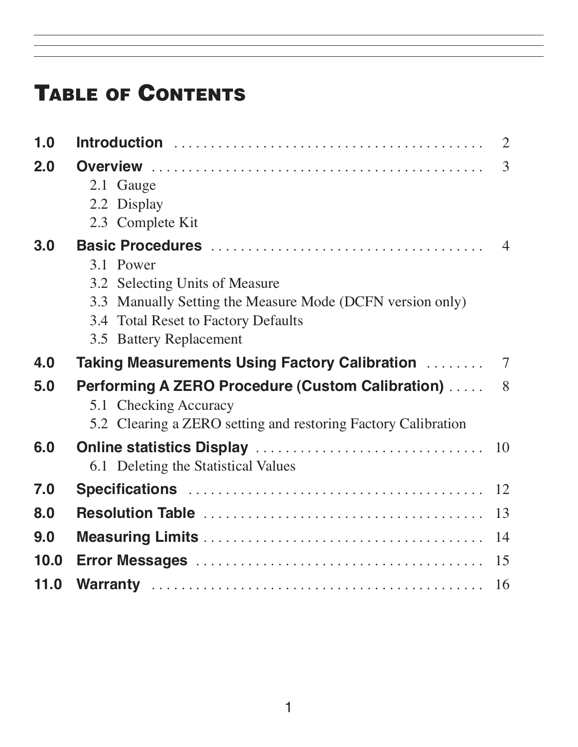# Table of Contents

| | | |
|---|---|---|
| **1.0** | **Introduction** | 2 |
| **2.0** | **Overview** | 3 |
| | 2.1 Gauge | |
| | 2.2 Display | |
| | 2.3 Complete Kit | |
| **3.0** | **Basic Procedures** | 4 |
| | 3.1 Power | |
| | 3.2 Selecting Units of Measure | |
| | 3.3 Manually Setting the Measure Mode (DCFN version only) | |
| | 3.4 Total Reset to Factory Defaults | |
| | 3.5 Battery Replacement | |
| **4.0** | **Taking Measurements Using Factory Calibration** | 7 |
| **5.0** | **Performing A ZERO Procedure (Custom Calibration)** | 8 |
| | 5.1 Checking Accuracy | |
| | 5.2 Clearing a ZERO setting and restoring Factory Calibration | |
| **6.0** | **Online statistics Display** | 10 |
| | 6.1 Deleting the Statistical Values | |
| **7.0** | **Specifications** | 12 |
| **8.0** | **Resolution Table** | 13 |
| **9.0** | **Measuring Limits** | 14 |
| **10.0** | **Error Messages** | 15 |
| **11.0** | **Warranty** | 16 |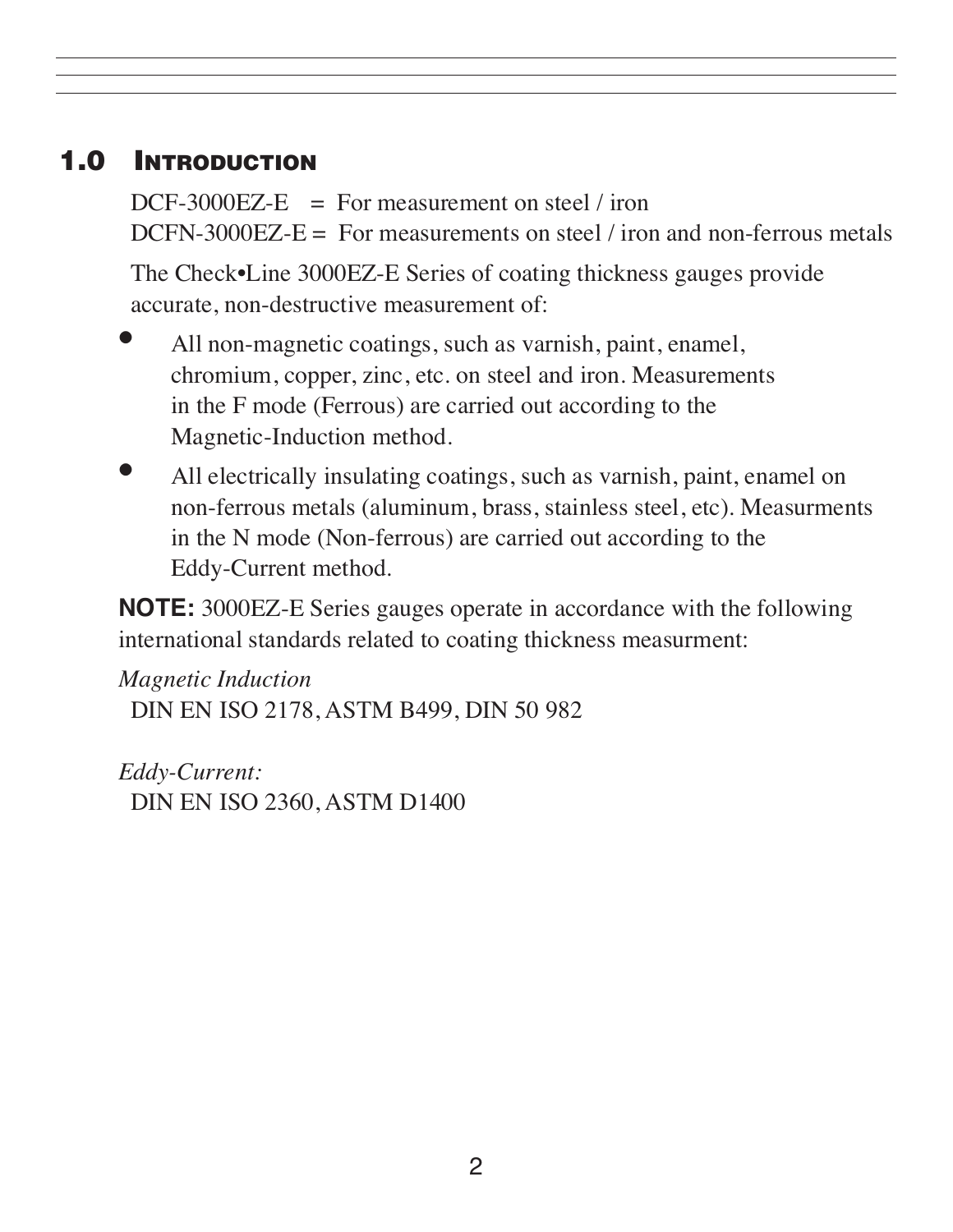## 1.0 Introduction

DCF-3000EZ-E = For measurement on steel / iron
DCFN-3000EZ-E = For measurements on steel / iron and non-ferrous metals

The Check•Line 3000EZ-E Series of coating thickness gauges provide accurate, non-destructive measurement of:

- All non-magnetic coatings, such as varnish, paint, enamel, chromium, copper, zinc, etc. on steel and iron. Measurements in the F mode (Ferrous) are carried out according to the Magnetic-Induction method.
- All electrically insulating coatings, such as varnish, paint, enamel on non-ferrous metals (aluminum, brass, stainless steel, etc). Measurments in the N mode (Non-ferrous) are carried out according to the Eddy-Current method.

**NOTE:** 3000EZ-E Series gauges operate in accordance with the following international standards related to coating thickness measurment:

*Magnetic Induction*
DIN EN ISO 2178, ASTM B499, DIN 50 982

*Eddy-Current:*
DIN EN ISO 2360, ASTM D1400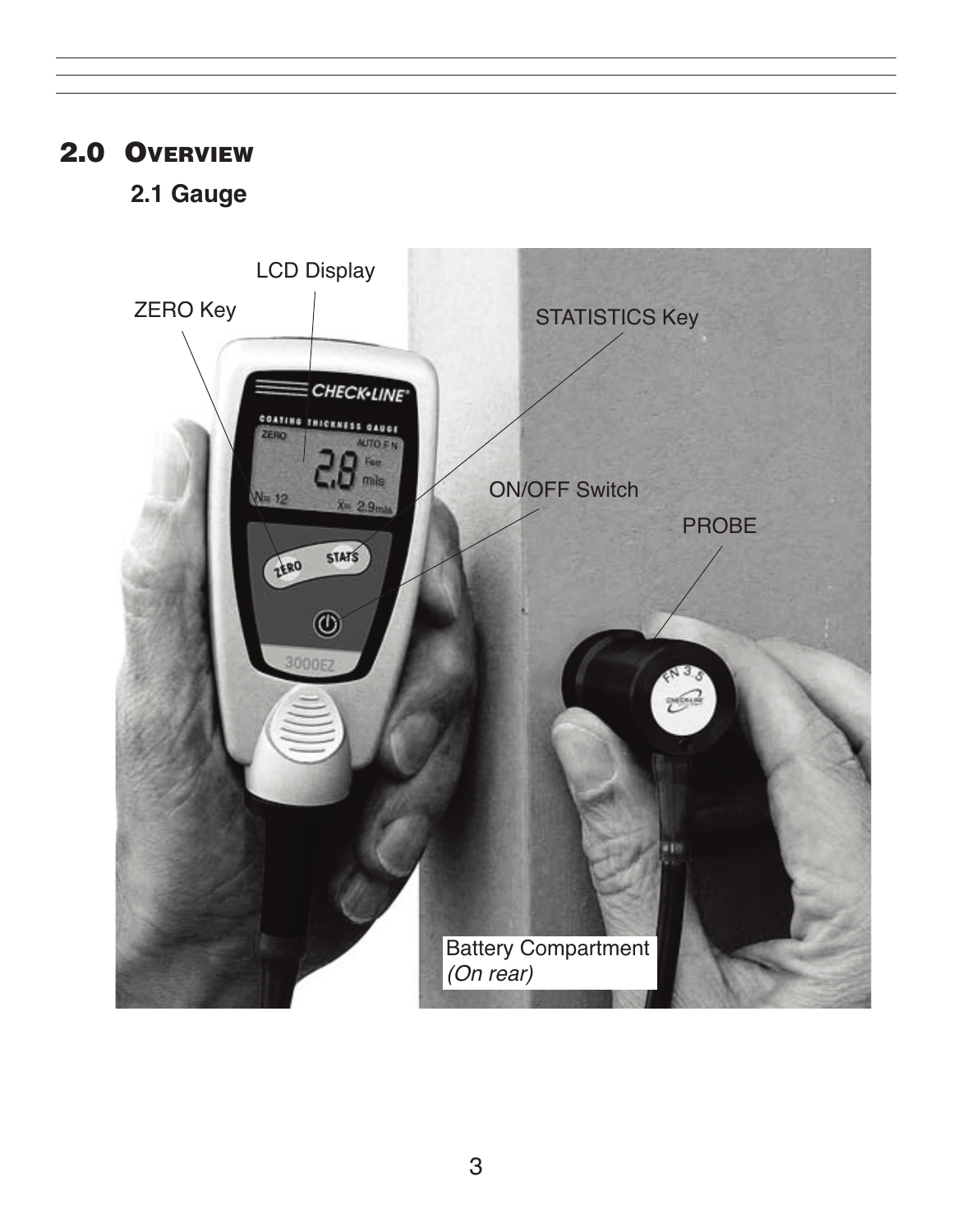## 2.0 Overview

### 2.1 Gauge

LCD Display

ZERO Key

STATISTICS Key

ON/OFF Switch

PROBE

Battery Compartment
*(On rear)*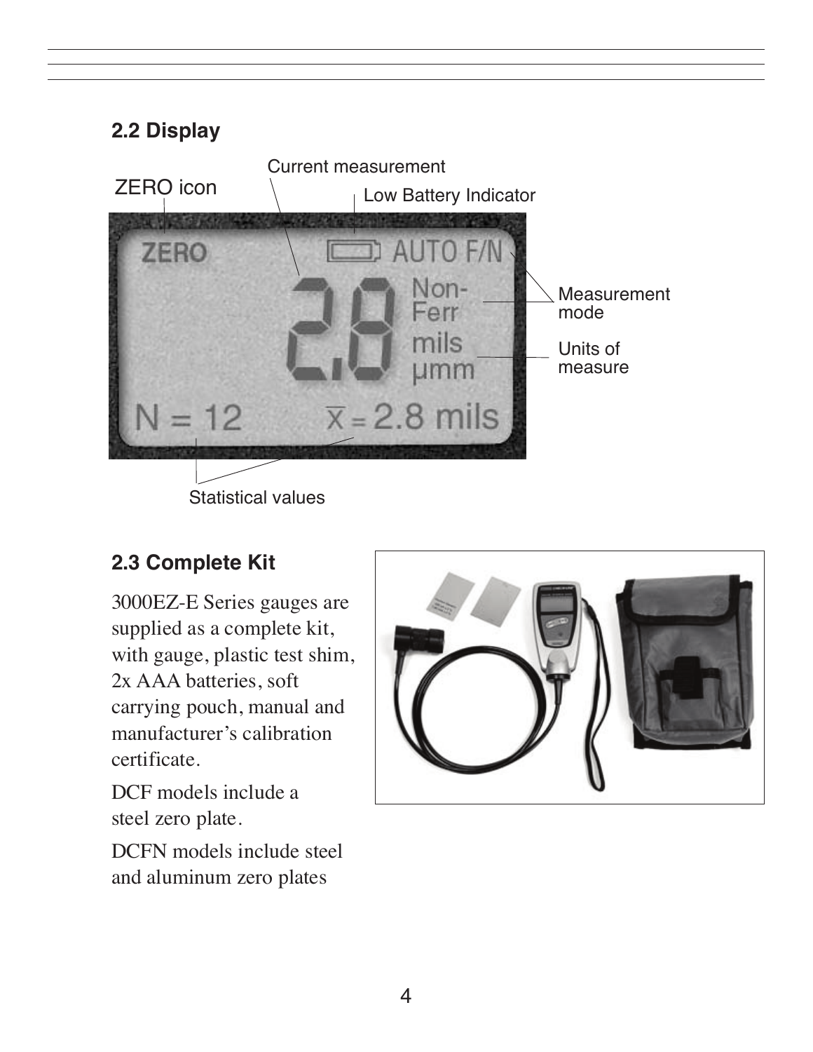## 2.2 Display

ZERO icon

Current measurement

Low Battery Indicator

Measurement mode

Units of measure

Statistical values

## 2.3 Complete Kit

3000EZ-E Series gauges are supplied as a complete kit, with gauge, plastic test shim, 2x AAA batteries, soft carrying pouch, manual and manufacturer's calibration certificate.

DCF models include a steel zero plate.

DCFN models include steel and aluminum zero plates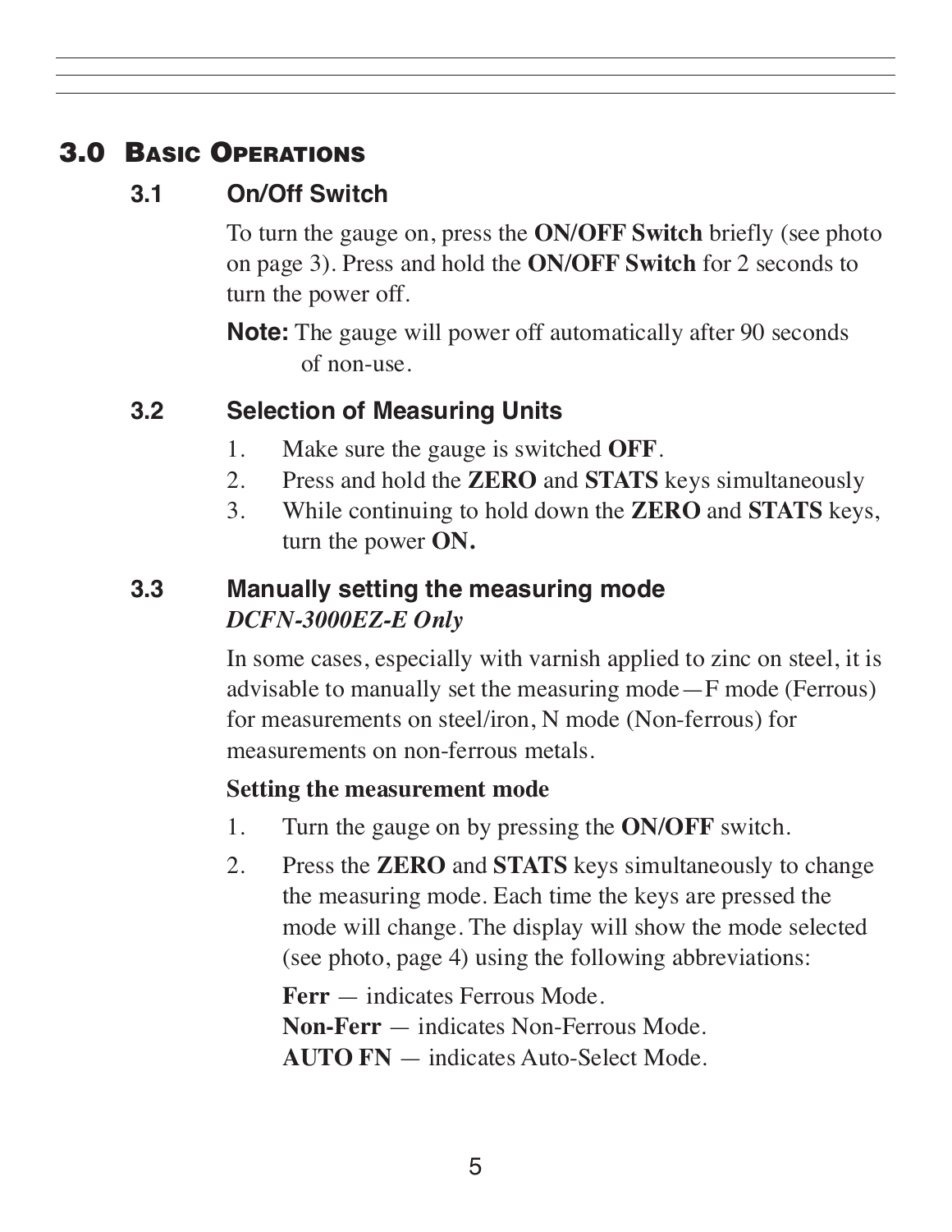## 3.0 Basic Operations

### 3.1 On/Off Switch

To turn the gauge on, press the **ON/OFF Switch** briefly (see photo on page 3). Press and hold the **ON/OFF Switch** for 2 seconds to turn the power off.

**Note:** The gauge will power off automatically after 90 seconds of non-use.

### 3.2 Selection of Measuring Units

1. Make sure the gauge is switched **OFF**.
2. Press and hold the **ZERO** and **STATS** keys simultaneously
3. While continuing to hold down the **ZERO** and **STATS** keys, turn the power **ON.**

### 3.3 Manually setting the measuring mode

***DCFN-3000EZ-E Only***

In some cases, especially with varnish applied to zinc on steel, it is advisable to manually set the measuring mode—F mode (Ferrous) for measurements on steel/iron, N mode (Non-ferrous) for measurements on non-ferrous metals.

**Setting the measurement mode**

1. Turn the gauge on by pressing the **ON/OFF** switch.
2. Press the **ZERO** and **STATS** keys simultaneously to change the measuring mode. Each time the keys are pressed the mode will change. The display will show the mode selected (see photo, page 4) using the following abbreviations:

   **Ferr** — indicates Ferrous Mode.
   **Non-Ferr** — indicates Non-Ferrous Mode.
   **AUTO FN** — indicates Auto-Select Mode.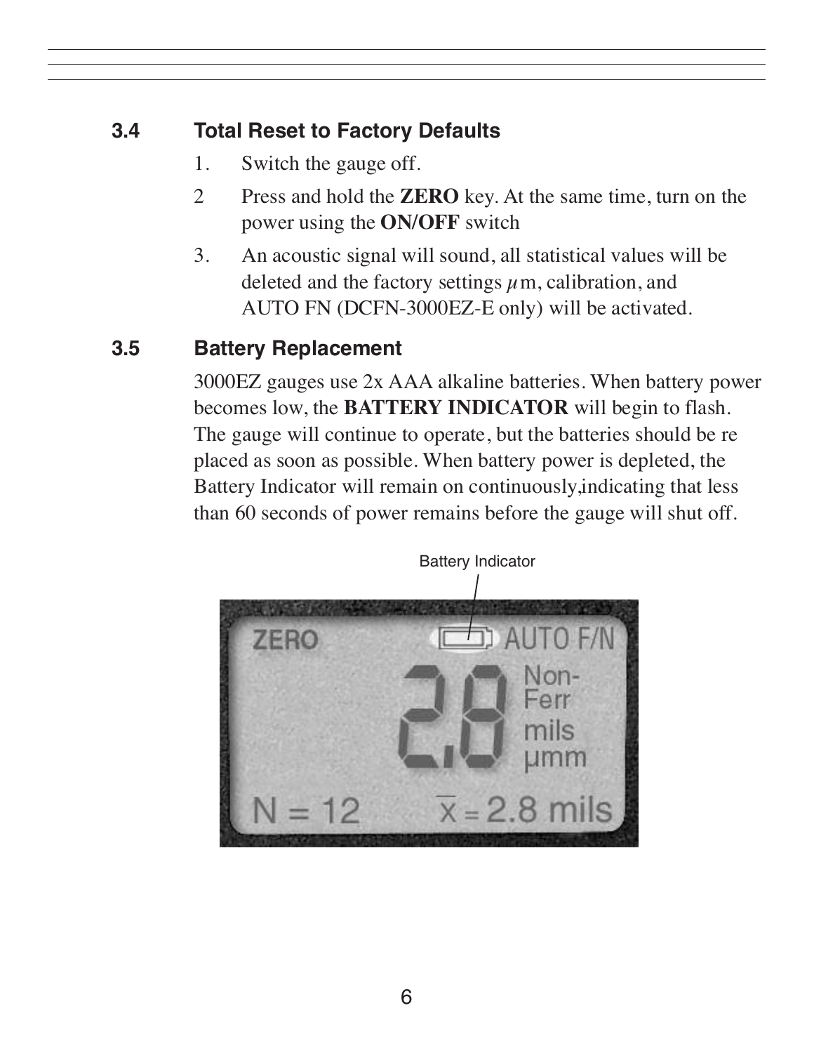## 3.4 Total Reset to Factory Defaults

1. Switch the gauge off.
2. Press and hold the **ZERO** key. At the same time, turn on the power using the **ON/OFF** switch
3. An acoustic signal will sound, all statistical values will be deleted and the factory settings $\mu$m, calibration, and AUTO FN (DCFN-3000EZ-E only) will be activated.

## 3.5 Battery Replacement

3000EZ gauges use 2x AAA alkaline batteries. When battery power becomes low, the **BATTERY INDICATOR** will begin to flash. The gauge will continue to operate, but the batteries should be re placed as soon as possible. When battery power is depleted, the Battery Indicator will remain on continuously,indicating that less than 60 seconds of power remains before the gauge will shut off.

Battery Indicator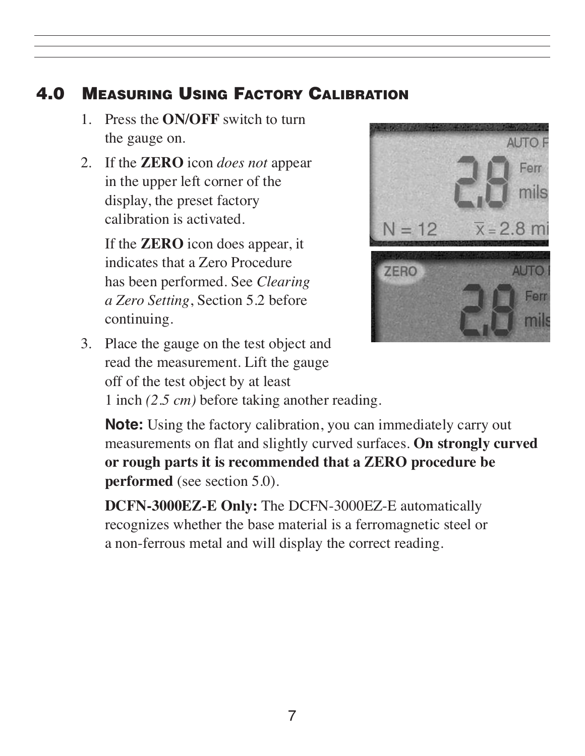## 4.0 Measuring Using Factory Calibration

1. Press the **ON/OFF** switch to turn the gauge on.
2. If the **ZERO** icon *does not* appear in the upper left corner of the display, the preset factory calibration is activated.

   If the **ZERO** icon does appear, it indicates that a Zero Procedure has been performed. See *Clearing a Zero Setting*, Section 5.2 before continuing.
3. Place the gauge on the test object and read the measurement. Lift the gauge off of the test object by at least 1 inch *(2.5 cm)* before taking another reading.

   **Note:** Using the factory calibration, you can immediately carry out measurements on flat and slightly curved surfaces. **On strongly curved or rough parts it is recommended that a ZERO procedure be performed** (see section 5.0).

   **DCFN-3000EZ-E Only:** The DCFN-3000EZ-E automatically recognizes whether the base material is a ferromagnetic steel or a non-ferrous metal and will display the correct reading.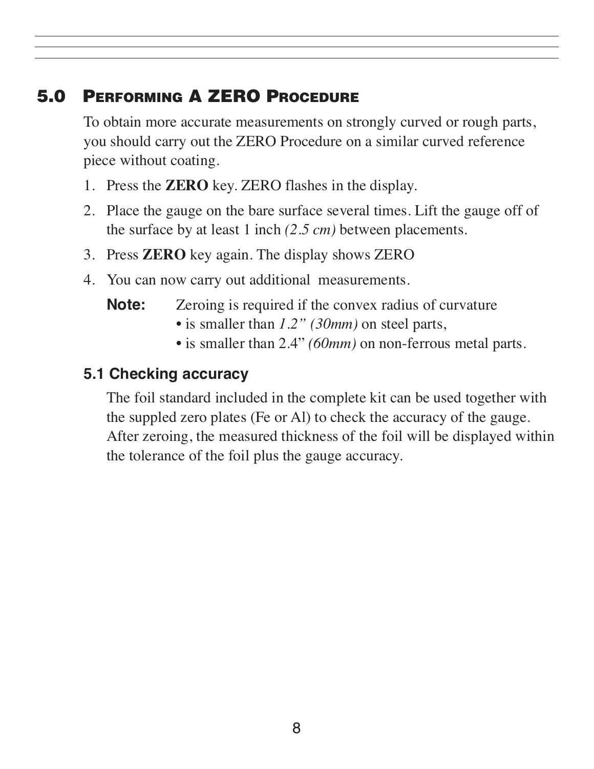## 5.0 Performing A ZERO Procedure

To obtain more accurate measurements on strongly curved or rough parts, you should carry out the ZERO Procedure on a similar curved reference piece without coating.

1. Press the **ZERO** key. ZERO flashes in the display.
2. Place the gauge on the bare surface several times. Lift the gauge off of the surface by at least 1 inch *(2.5 cm)* between placements.
3. Press **ZERO** key again. The display shows ZERO
4. You can now carry out additional measurements.

**Note:** Zeroing is required if the convex radius of curvature
- is smaller than *1.2” (30mm)* on steel parts,
- is smaller than 2.4” *(60mm)* on non-ferrous metal parts.

### 5.1 Checking accuracy

The foil standard included in the complete kit can be used together with the suppled zero plates (Fe or Al) to check the accuracy of the gauge. After zeroing, the measured thickness of the foil will be displayed within the tolerance of the foil plus the gauge accuracy.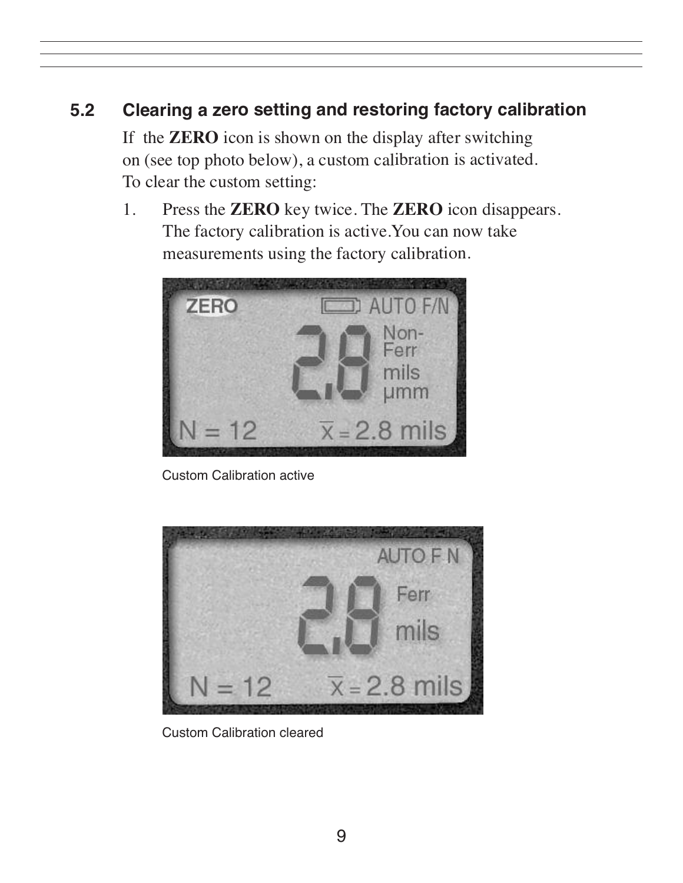## 5.2 Clearing a zero setting and restoring factory calibration

If the **ZERO** icon is shown on the display after switching on (see top photo below), a custom calibration is activated. To clear the custom setting:

1. Press the **ZERO** key twice. The **ZERO** icon disappears. The factory calibration is active. You can now take measurements using the factory calibration.

Custom Calibration active

Custom Calibration cleared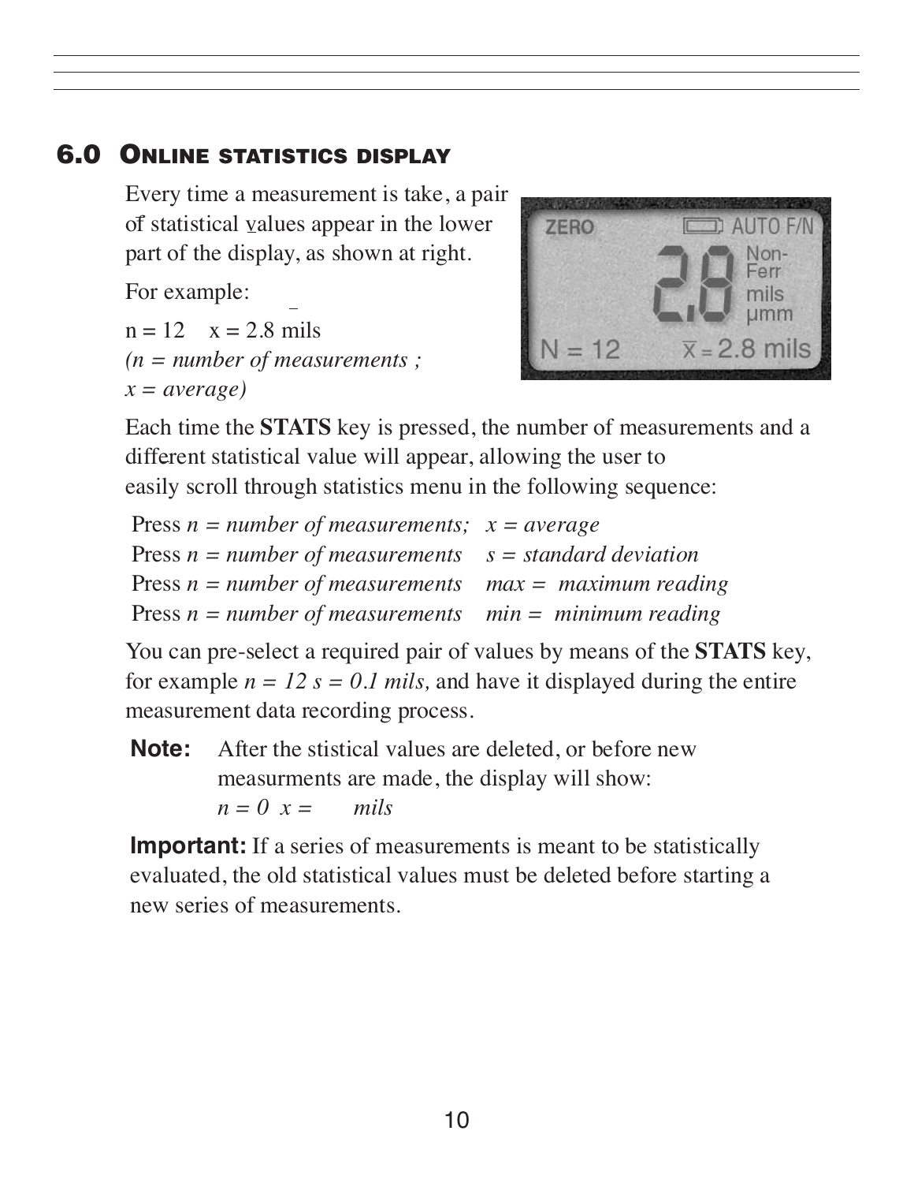## 6.0 Online statistics display

Every time a measurement is take, a pair of statistical values appear in the lower part of the display, as shown at right.

For example:

n = 12    $\bar{x}$ = 2.8 mils
*(n = number of measurements ;*
*x = average)*

Each time the **STATS** key is pressed, the number of measurements and a different statistical value will appear, allowing the user to easily scroll through statistics menu in the following sequence:

Press *n = number of measurements;  x = average*
Press *n = number of measurements    s = standard deviation*
Press *n = number of measurements    max =  maximum reading*
Press *n = number of measurements    min =  minimum reading*

You can pre-select a required pair of values by means of the **STATS** key, for example *n = 12 s = 0.1 mils,* and have it displayed during the entire measurement data recording process.

**Note:** After the stistical values are deleted, or before new measurments are made, the display will show:
*n = 0  x =       mils*

**Important:** If a series of measurements is meant to be statistically evaluated, the old statistical values must be deleted before starting a new series of measurements.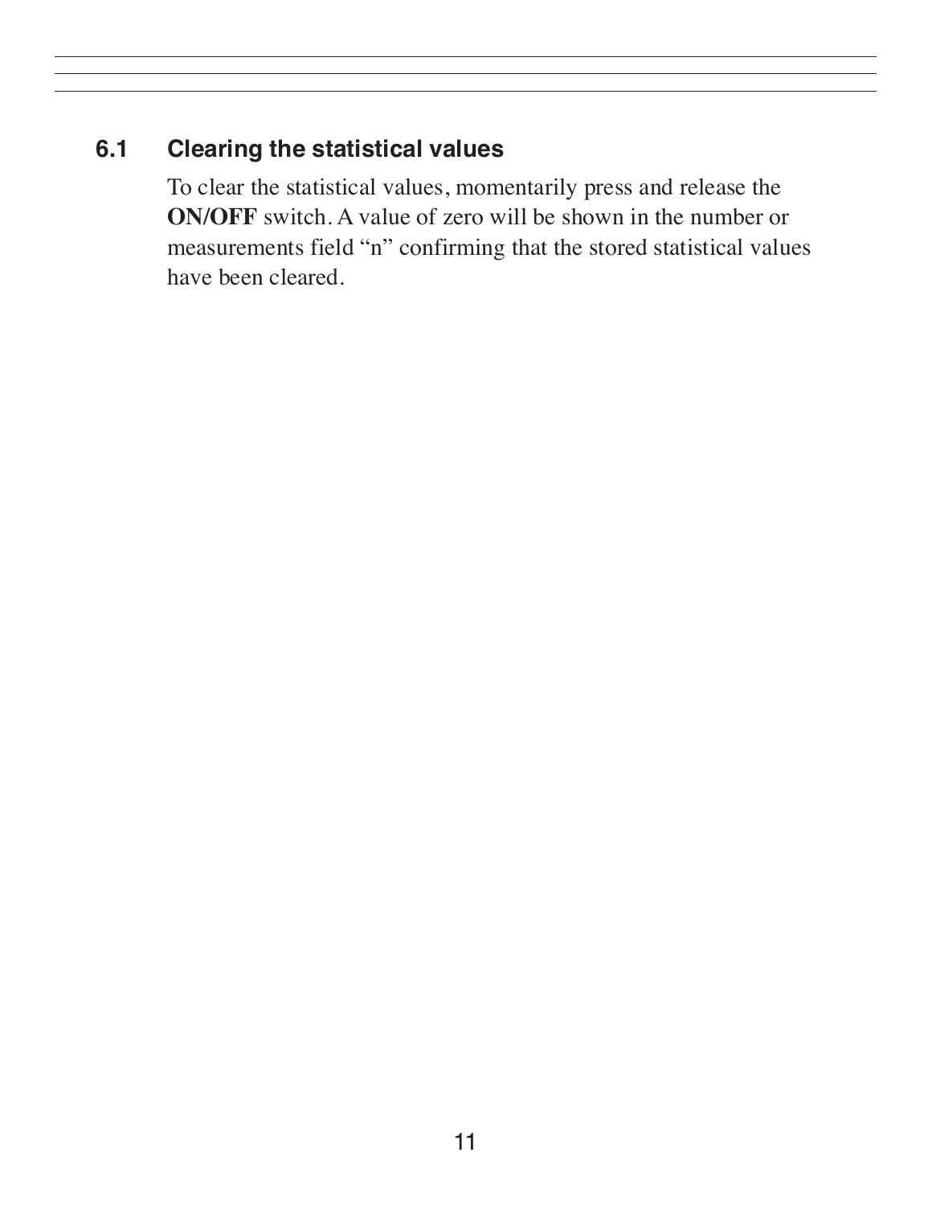## 6.1 Clearing the statistical values

To clear the statistical values, momentarily press and release the **ON/OFF** switch. A value of zero will be shown in the number or measurements field “n” confirming that the stored statistical values have been cleared.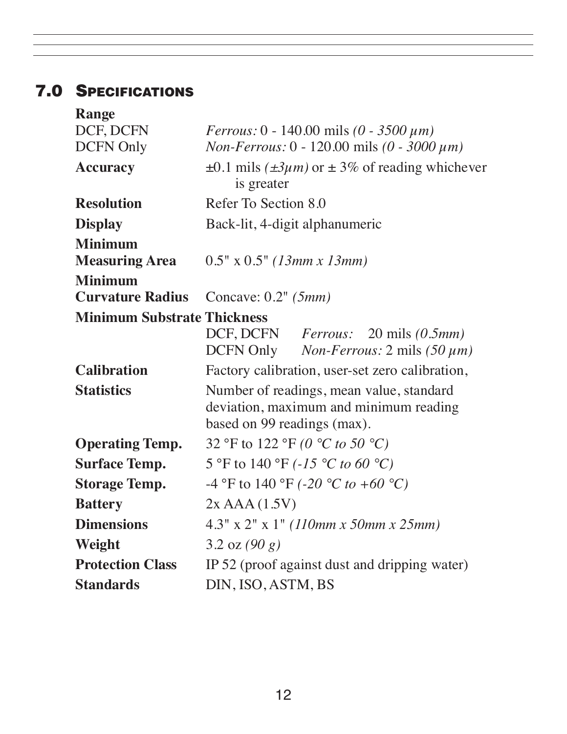## 7.0 Specifications

**Range**

| | |
|---|---|
| DCF, DCFN | *Ferrous:* 0 - 140.00 mils *(0 - 3500 µm)* |
| DCFN Only | *Non-Ferrous:* 0 - 120.00 mils *(0 - 3000 µm)* |
| **Accuracy** | ±0.1 mils *(±3µm)* or ± 3% of reading whichever is greater |
| **Resolution** | Refer To Section 8.0 |
| **Display** | Back-lit, 4-digit alphanumeric |
| **Minimum Measuring Area** | 0.5" x 0.5" *(13mm x 13mm)* |
| **Minimum Curvature Radius** | Concave: 0.2" *(5mm)* |

**Minimum Substrate Thickness**

| | |
|---|---|
| DCF, DCFN | *Ferrous:* 20 mils *(0.5mm)* |
| DCFN Only | *Non-Ferrous:* 2 mils *(50 µm)* |

| | |
|---|---|
| **Calibration** | Factory calibration, user-set zero calibration, |
| **Statistics** | Number of readings, mean value, standard deviation, maximum and minimum reading based on 99 readings (max). |
| **Operating Temp.** | 32 °F to 122 °F *(0 °C to 50 °C)* |
| **Surface Temp.** | 5 °F to 140 °F *(-15 °C to 60 °C)* |
| **Storage Temp.** | -4 °F to 140 °F *(-20 °C to +60 °C)* |
| **Battery** | 2x AAA (1.5V) |
| **Dimensions** | 4.3" x 2" x 1" *(110mm x 50mm x 25mm)* |
| **Weight** | 3.2 oz *(90 g)* |
| **Protection Class** | IP 52 (proof against dust and dripping water) |
| **Standards** | DIN, ISO, ASTM, BS |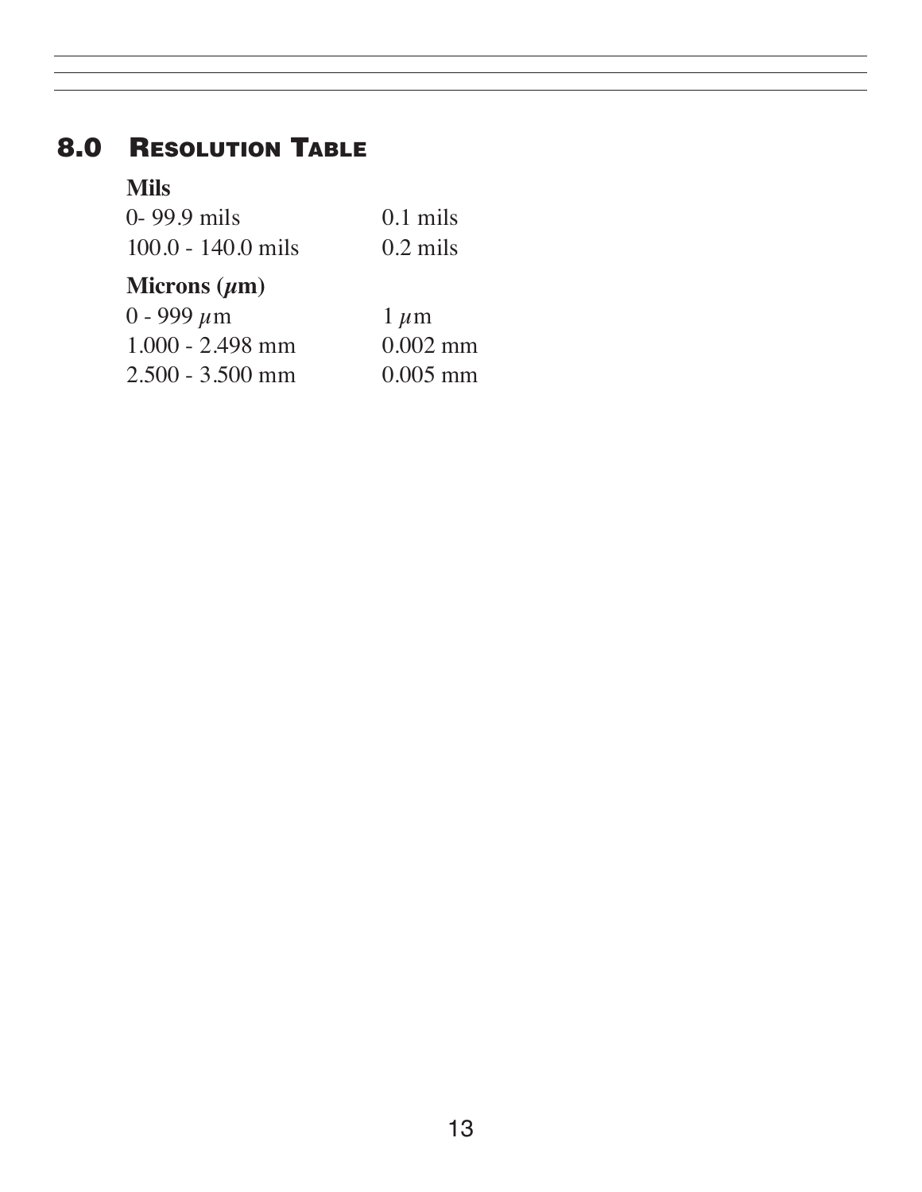## 8.0 Resolution Table

**Mils**

| | |
|---|---|
| 0- 99.9 mils | 0.1 mils |
| 100.0 - 140.0 mils | 0.2 mils |

**Microns (μm)**

| | |
|---|---|
| 0 - 999 μm | 1 μm |
| 1.000 - 2.498 mm | 0.002 mm |
| 2.500 - 3.500 mm | 0.005 mm |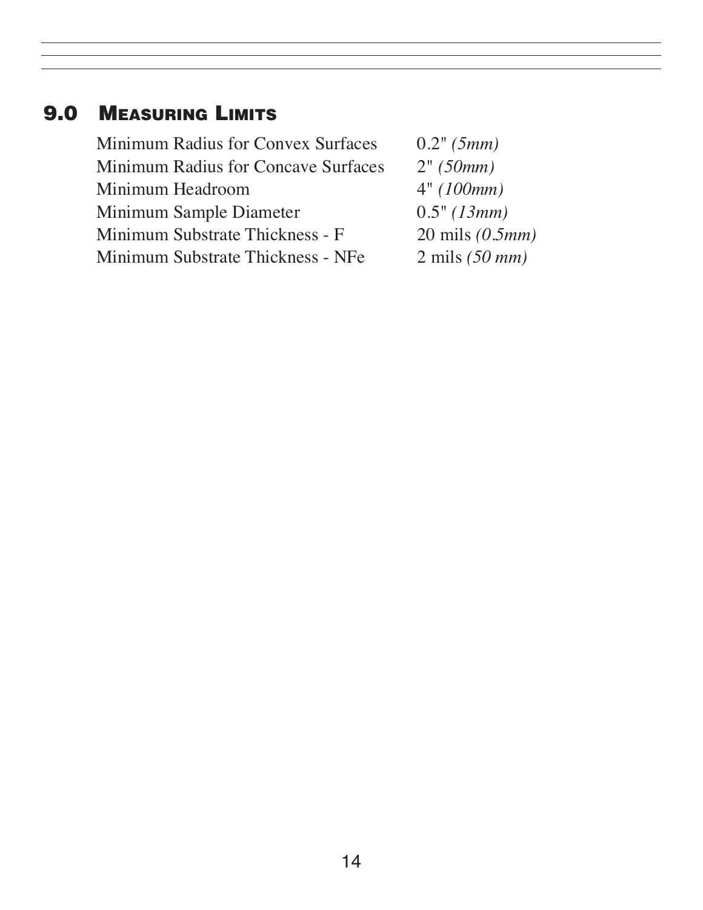## 9.0 Measuring Limits

| | |
|---|---|
| Minimum Radius for Convex Surfaces | 0.2" *(5mm)* |
| Minimum Radius for Concave Surfaces | 2" *(50mm)* |
| Minimum Headroom | 4" *(100mm)* |
| Minimum Sample Diameter | 0.5" *(13mm)* |
| Minimum Substrate Thickness - F | 20 mils *(0.5mm)* |
| Minimum Substrate Thickness - NFe | 2 mils *(50 mm)* |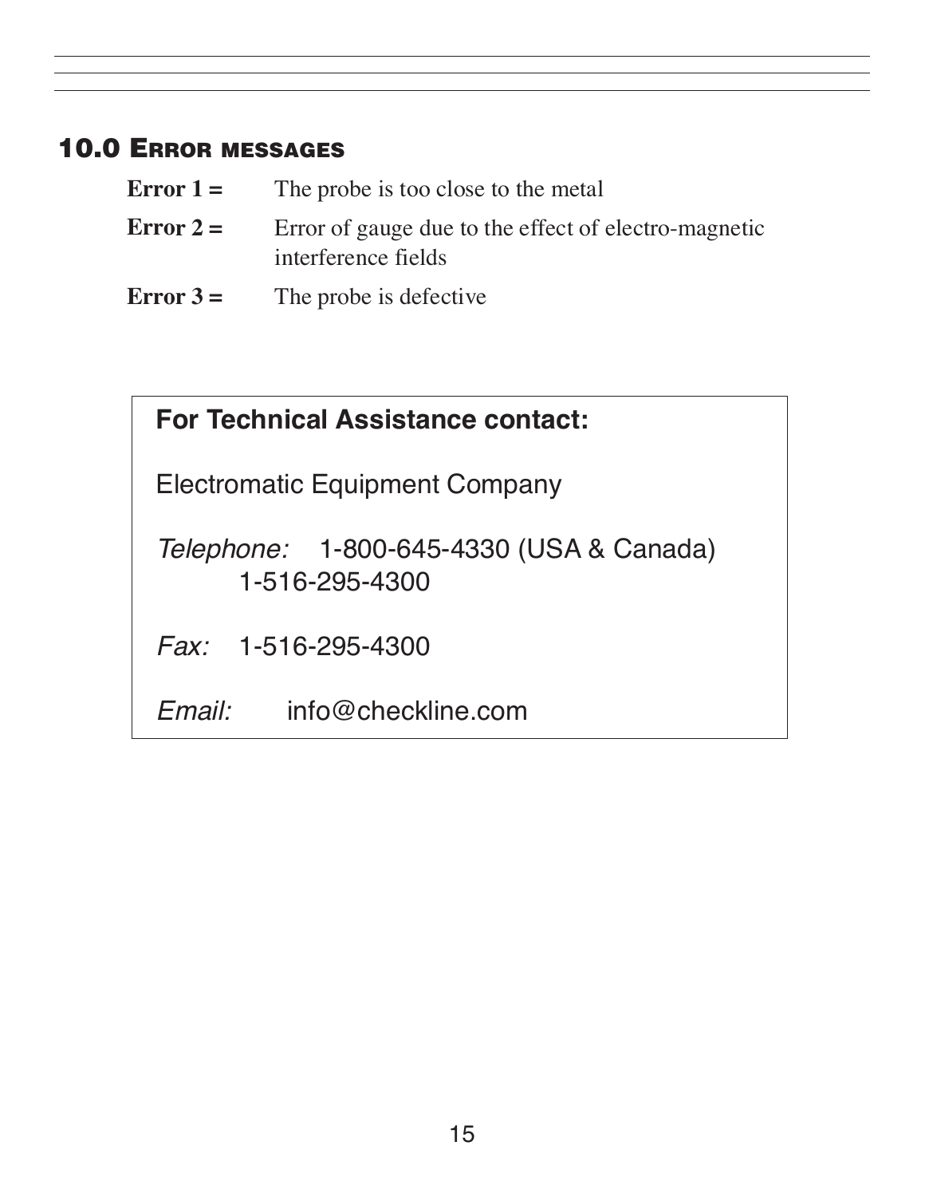## 10.0 Error messages

**Error 1 =** The probe is too close to the metal

**Error 2 =** Error of gauge due to the effect of electro-magnetic interference fields

**Error 3 =** The probe is defective

**For Technical Assistance contact:**

Electromatic Equipment Company

*Telephone:* 1-800-645-4330 (USA & Canada)
1-516-295-4300

*Fax:* 1-516-295-4300

*Email:* info@checkline.com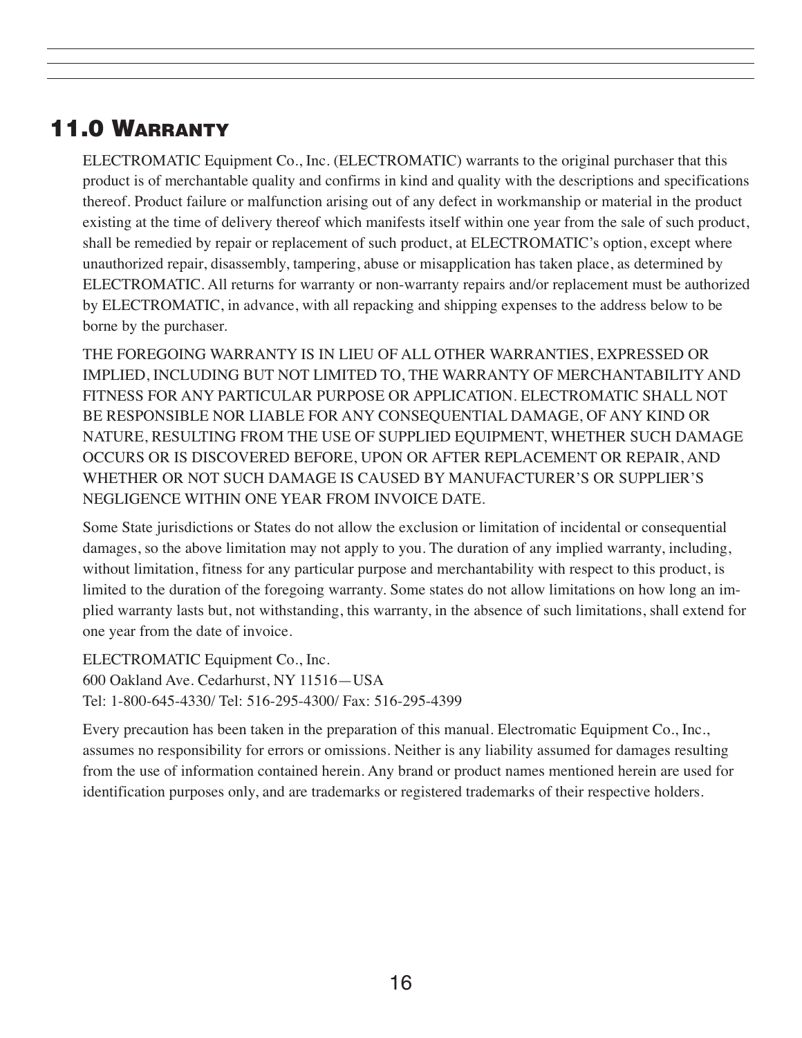## 11.0 Warranty

ELECTROMATIC Equipment Co., Inc. (ELECTROMATIC) warrants to the original purchaser that this product is of merchantable quality and confirms in kind and quality with the descriptions and specifications thereof. Product failure or malfunction arising out of any defect in workmanship or material in the product existing at the time of delivery thereof which manifests itself within one year from the sale of such product, shall be remedied by repair or replacement of such product, at ELECTROMATIC's option, except where unauthorized repair, disassembly, tampering, abuse or misapplication has taken place, as determined by ELECTROMATIC. All returns for warranty or non-warranty repairs and/or replacement must be authorized by ELECTROMATIC, in advance, with all repacking and shipping expenses to the address below to be borne by the purchaser.

THE FOREGOING WARRANTY IS IN LIEU OF ALL OTHER WARRANTIES, EXPRESSED OR IMPLIED, INCLUDING BUT NOT LIMITED TO, THE WARRANTY OF MERCHANTABILITY AND FITNESS FOR ANY PARTICULAR PURPOSE OR APPLICATION. ELECTROMATIC SHALL NOT BE RESPONSIBLE NOR LIABLE FOR ANY CONSEQUENTIAL DAMAGE, OF ANY KIND OR NATURE, RESULTING FROM THE USE OF SUPPLIED EQUIPMENT, WHETHER SUCH DAMAGE OCCURS OR IS DISCOVERED BEFORE, UPON OR AFTER REPLACEMENT OR REPAIR, AND WHETHER OR NOT SUCH DAMAGE IS CAUSED BY MANUFACTURER'S OR SUPPLIER'S NEGLIGENCE WITHIN ONE YEAR FROM INVOICE DATE.

Some State jurisdictions or States do not allow the exclusion or limitation of incidental or consequential damages, so the above limitation may not apply to you. The duration of any implied warranty, including, without limitation, fitness for any particular purpose and merchantability with respect to this product, is limited to the duration of the foregoing warranty. Some states do not allow limitations on how long an implied warranty lasts but, not withstanding, this warranty, in the absence of such limitations, shall extend for one year from the date of invoice.

ELECTROMATIC Equipment Co., Inc.
600 Oakland Ave. Cedarhurst, NY 11516—USA
Tel: 1-800-645-4330/ Tel: 516-295-4300/ Fax: 516-295-4399

Every precaution has been taken in the preparation of this manual. Electromatic Equipment Co., Inc., assumes no responsibility for errors or omissions. Neither is any liability assumed for damages resulting from the use of information contained herein. Any brand or product names mentioned herein are used for identification purposes only, and are trademarks or registered trademarks of their respective holders.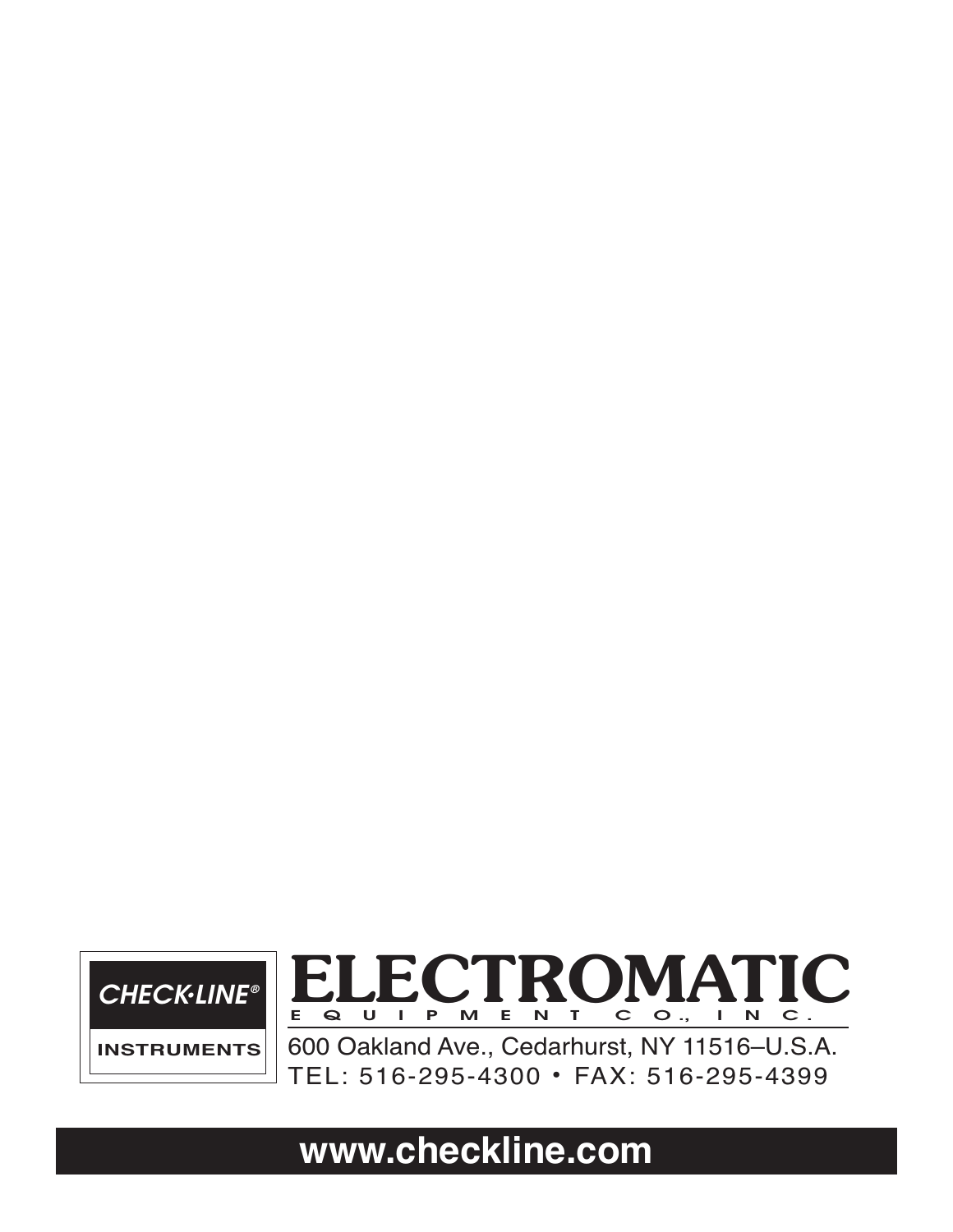CHECK·LINE®

INSTRUMENTS

**ELECTROMATIC**

EQUIPMENT CO., INC.

600 Oakland Ave., Cedarhurst, NY 11516–U.S.A.

TEL: 516-295-4300 • FAX: 516-295-4399

**www.checkline.com**